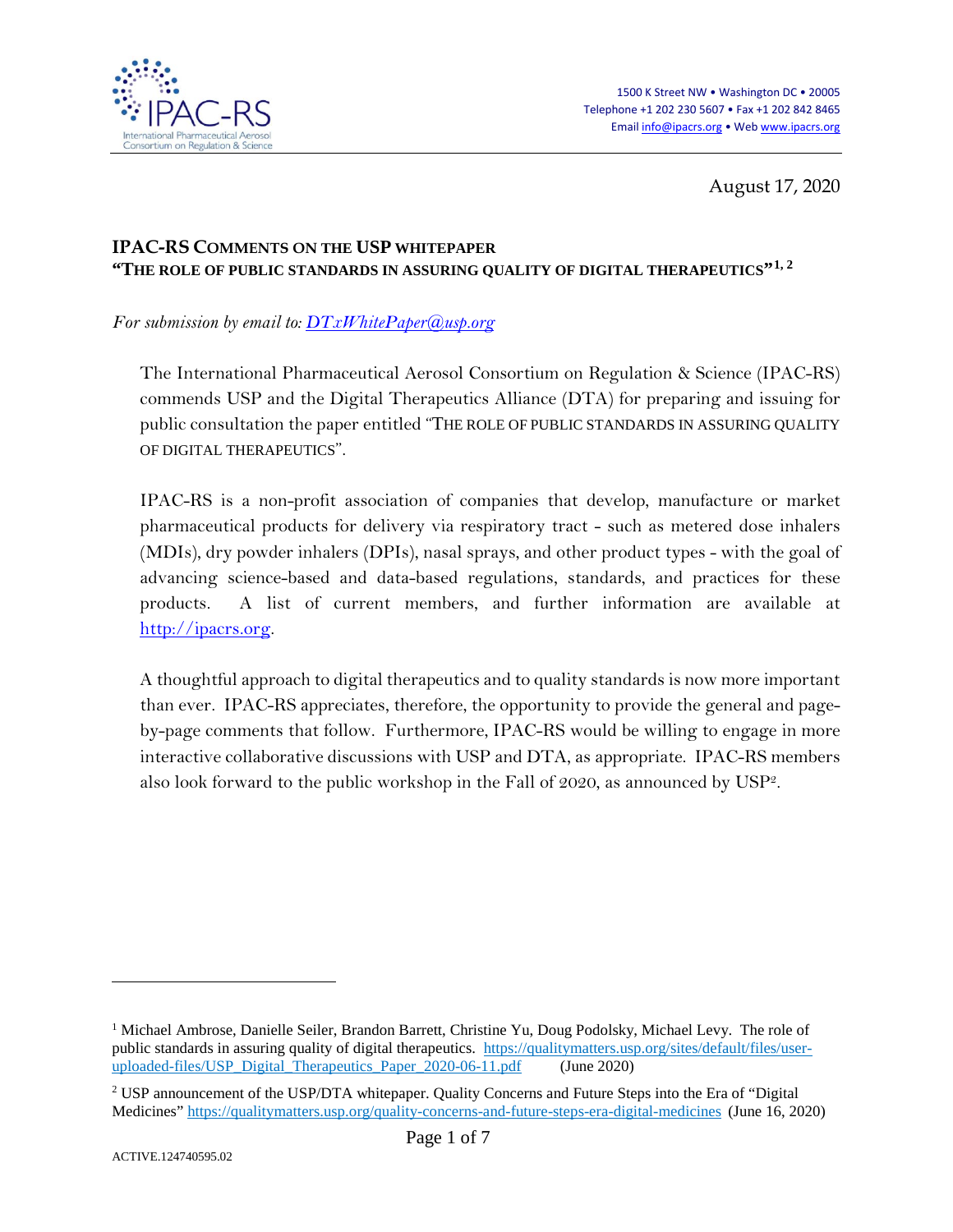1500 K Street NW • Washington DC • 20005
Telephone +1 202 230 5607 • Fax +1 202 842 8465
Email info@ipacrs.org • Web www.ipacrs.org

August 17, 2020

## IPAC-RS COMMENTS ON THE USP WHITEPAPER "THE ROLE OF PUBLIC STANDARDS IN ASSURING QUALITY OF DIGITAL THERAPEUTICS"[1, 2]

*For submission by email to: DTxWhitePaper@usp.org*

The International Pharmaceutical Aerosol Consortium on Regulation & Science (IPAC-RS) commends USP and the Digital Therapeutics Alliance (DTA) for preparing and issuing for public consultation the paper entitled "THE ROLE OF PUBLIC STANDARDS IN ASSURING QUALITY OF DIGITAL THERAPEUTICS".

IPAC-RS is a non-profit association of companies that develop, manufacture or market pharmaceutical products for delivery via respiratory tract - such as metered dose inhalers (MDIs), dry powder inhalers (DPIs), nasal sprays, and other product types - with the goal of advancing science-based and data-based regulations, standards, and practices for these products. A list of current members, and further information are available at http://ipacrs.org.

A thoughtful approach to digital therapeutics and to quality standards is now more important than ever. IPAC-RS appreciates, therefore, the opportunity to provide the general and page-by-page comments that follow. Furthermore, IPAC-RS would be willing to engage in more interactive collaborative discussions with USP and DTA, as appropriate. IPAC-RS members also look forward to the public workshop in the Fall of 2020, as announced by USP[2].

---

[1] Michael Ambrose, Danielle Seiler, Brandon Barrett, Christine Yu, Doug Podolsky, Michael Levy. The role of public standards in assuring quality of digital therapeutics. https://qualitymatters.usp.org/sites/default/files/user-uploaded-files/USP_Digital_Therapeutics_Paper_2020-06-11.pdf (June 2020)

[2] USP announcement of the USP/DTA whitepaper. Quality Concerns and Future Steps into the Era of "Digital Medicines" https://qualitymatters.usp.org/quality-concerns-and-future-steps-era-digital-medicines (June 16, 2020)

ACTIVE.124740595.02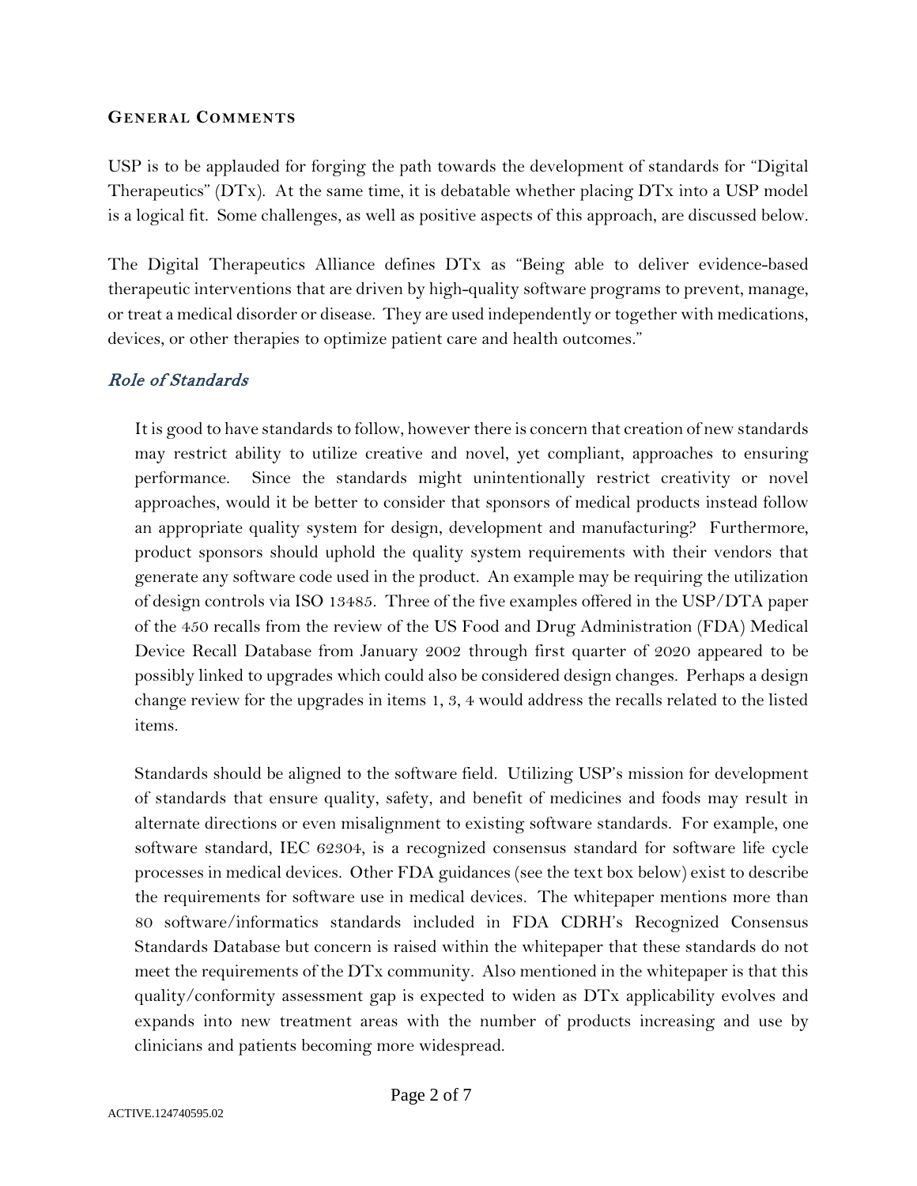## General Comments

USP is to be applauded for forging the path towards the development of standards for "Digital Therapeutics" (DTx). At the same time, it is debatable whether placing DTx into a USP model is a logical fit. Some challenges, as well as positive aspects of this approach, are discussed below.

The Digital Therapeutics Alliance defines DTx as "Being able to deliver evidence-based therapeutic interventions that are driven by high-quality software programs to prevent, manage, or treat a medical disorder or disease. They are used independently or together with medications, devices, or other therapies to optimize patient care and health outcomes."

### *Role of Standards*

It is good to have standards to follow, however there is concern that creation of new standards may restrict ability to utilize creative and novel, yet compliant, approaches to ensuring performance. Since the standards might unintentionally restrict creativity or novel approaches, would it be better to consider that sponsors of medical products instead follow an appropriate quality system for design, development and manufacturing? Furthermore, product sponsors should uphold the quality system requirements with their vendors that generate any software code used in the product. An example may be requiring the utilization of design controls via ISO 13485. Three of the five examples offered in the USP/DTA paper of the 450 recalls from the review of the US Food and Drug Administration (FDA) Medical Device Recall Database from January 2002 through first quarter of 2020 appeared to be possibly linked to upgrades which could also be considered design changes. Perhaps a design change review for the upgrades in items 1, 3, 4 would address the recalls related to the listed items.

Standards should be aligned to the software field. Utilizing USP's mission for development of standards that ensure quality, safety, and benefit of medicines and foods may result in alternate directions or even misalignment to existing software standards. For example, one software standard, IEC 62304, is a recognized consensus standard for software life cycle processes in medical devices. Other FDA guidances (see the text box below) exist to describe the requirements for software use in medical devices. The whitepaper mentions more than 80 software/informatics standards included in FDA CDRH's Recognized Consensus Standards Database but concern is raised within the whitepaper that these standards do not meet the requirements of the DTx community. Also mentioned in the whitepaper is that this quality/conformity assessment gap is expected to widen as DTx applicability evolves and expands into new treatment areas with the number of products increasing and use by clinicians and patients becoming more widespread.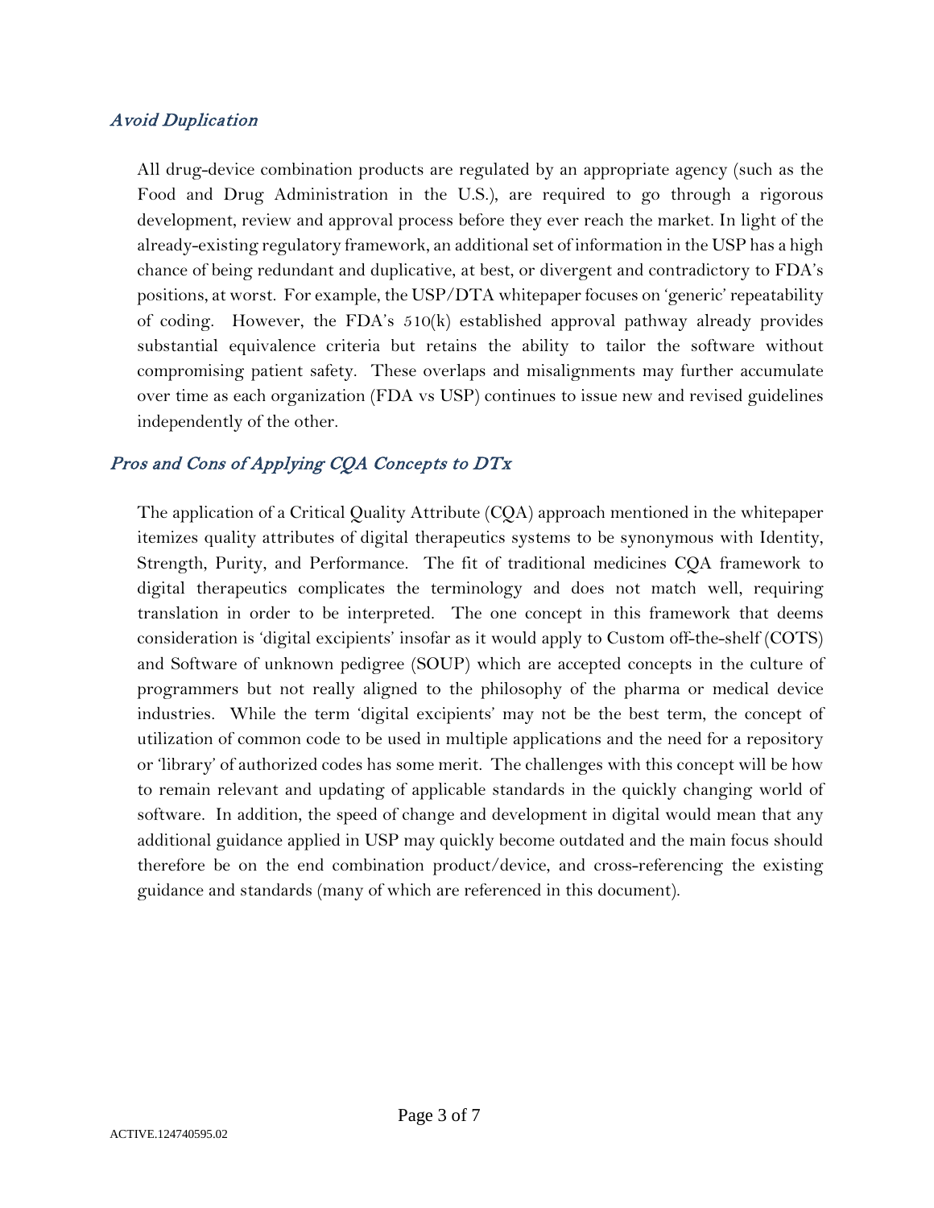### *Avoid Duplication*

All drug-device combination products are regulated by an appropriate agency (such as the Food and Drug Administration in the U.S.), are required to go through a rigorous development, review and approval process before they ever reach the market. In light of the already-existing regulatory framework, an additional set of information in the USP has a high chance of being redundant and duplicative, at best, or divergent and contradictory to FDA's positions, at worst. For example, the USP/DTA whitepaper focuses on 'generic' repeatability of coding. However, the FDA's 510(k) established approval pathway already provides substantial equivalence criteria but retains the ability to tailor the software without compromising patient safety. These overlaps and misalignments may further accumulate over time as each organization (FDA vs USP) continues to issue new and revised guidelines independently of the other.

### *Pros and Cons of Applying CQA Concepts to DTx*

The application of a Critical Quality Attribute (CQA) approach mentioned in the whitepaper itemizes quality attributes of digital therapeutics systems to be synonymous with Identity, Strength, Purity, and Performance. The fit of traditional medicines CQA framework to digital therapeutics complicates the terminology and does not match well, requiring translation in order to be interpreted. The one concept in this framework that deems consideration is 'digital excipients' insofar as it would apply to Custom off-the-shelf (COTS) and Software of unknown pedigree (SOUP) which are accepted concepts in the culture of programmers but not really aligned to the philosophy of the pharma or medical device industries. While the term 'digital excipients' may not be the best term, the concept of utilization of common code to be used in multiple applications and the need for a repository or 'library' of authorized codes has some merit. The challenges with this concept will be how to remain relevant and updating of applicable standards in the quickly changing world of software. In addition, the speed of change and development in digital would mean that any additional guidance applied in USP may quickly become outdated and the main focus should therefore be on the end combination product/device, and cross-referencing the existing guidance and standards (many of which are referenced in this document).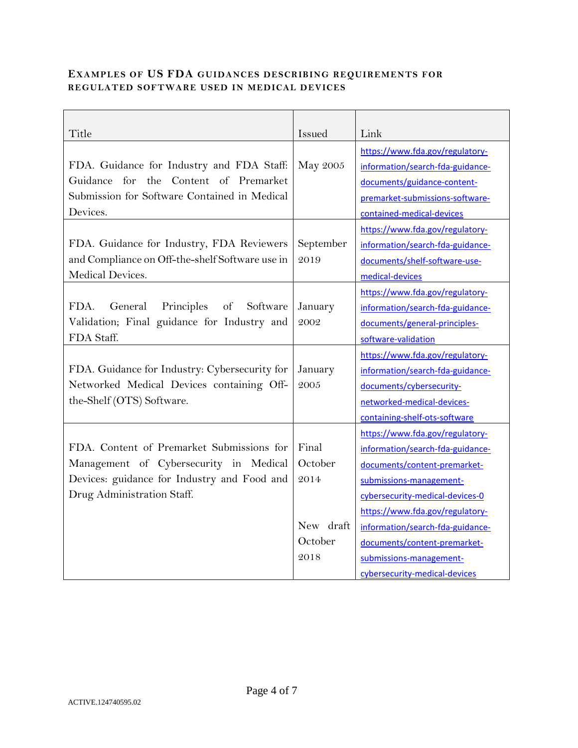### EXAMPLES OF US FDA GUIDANCES DESCRIBING REQUIREMENTS FOR REGULATED SOFTWARE USED IN MEDICAL DEVICES

| Title | Issued | Link |
|---|---|---|
| FDA. Guidance for Industry and FDA Staff: Guidance for the Content of Premarket Submission for Software Contained in Medical Devices. | May 2005 | https://www.fda.gov/regulatory-information/search-fda-guidance-documents/guidance-content-premarket-submissions-software-contained-medical-devices |
| FDA. Guidance for Industry, FDA Reviewers and Compliance on Off-the-shelf Software use in Medical Devices. | September 2019 | https://www.fda.gov/regulatory-information/search-fda-guidance-documents/shelf-software-use-medical-devices |
| FDA. General Principles of Software Validation; Final guidance for Industry and FDA Staff. | January 2002 | https://www.fda.gov/regulatory-information/search-fda-guidance-documents/general-principles-software-validation |
| FDA. Guidance for Industry: Cybersecurity for Networked Medical Devices containing Off-the-Shelf (OTS) Software. | January 2005 | https://www.fda.gov/regulatory-information/search-fda-guidance-documents/cybersecurity-networked-medical-devices-containing-shelf-ots-software |
| FDA. Content of Premarket Submissions for Management of Cybersecurity in Medical Devices: guidance for Industry and Food and Drug Administration Staff. | Final October 2014 | https://www.fda.gov/regulatory-information/search-fda-guidance-documents/content-premarket-submissions-management-cybersecurity-medical-devices-0 |
| | New draft October 2018 | https://www.fda.gov/regulatory-information/search-fda-guidance-documents/content-premarket-submissions-management-cybersecurity-medical-devices |

ACTIVE.124740595.02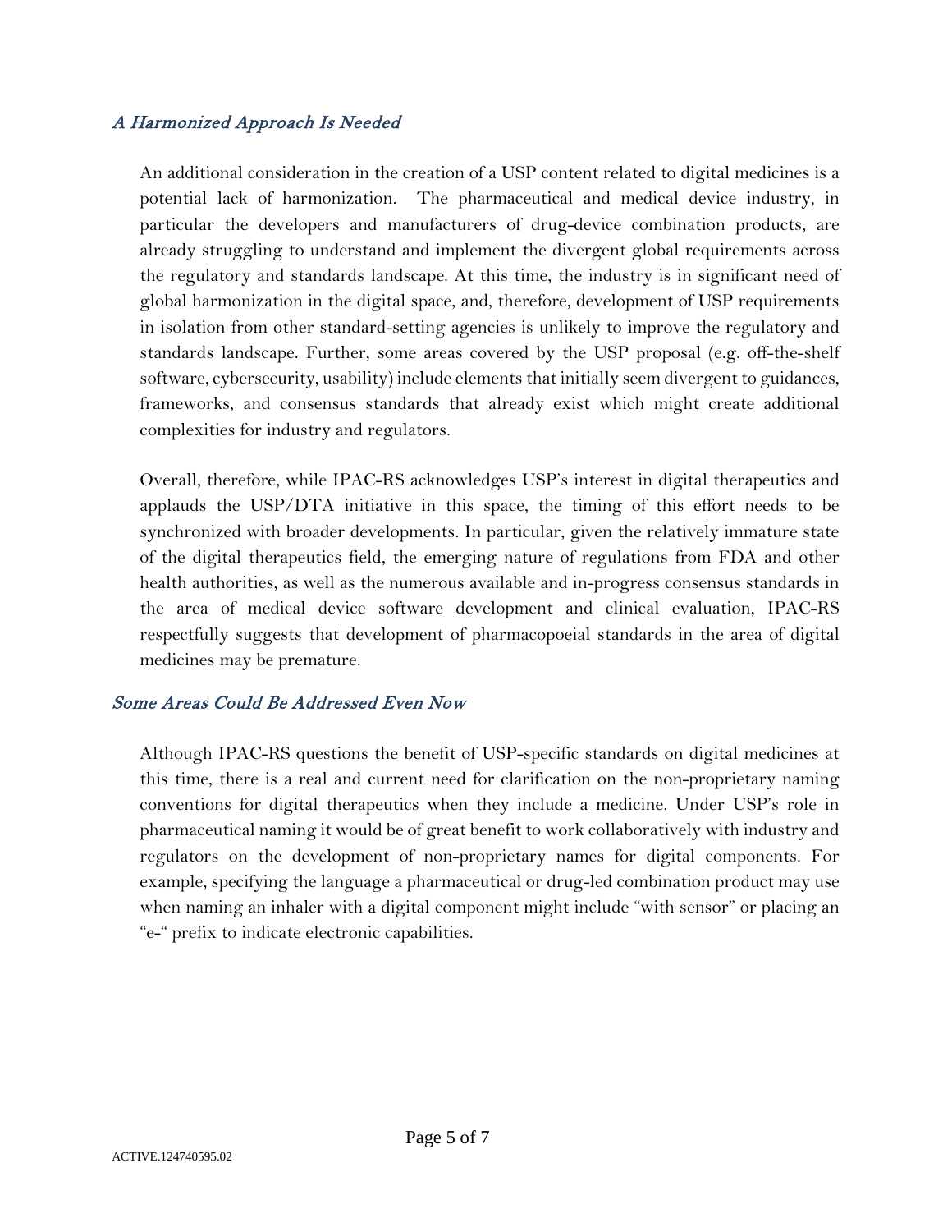### *A Harmonized Approach Is Needed*

An additional consideration in the creation of a USP content related to digital medicines is a potential lack of harmonization. The pharmaceutical and medical device industry, in particular the developers and manufacturers of drug-device combination products, are already struggling to understand and implement the divergent global requirements across the regulatory and standards landscape. At this time, the industry is in significant need of global harmonization in the digital space, and, therefore, development of USP requirements in isolation from other standard-setting agencies is unlikely to improve the regulatory and standards landscape. Further, some areas covered by the USP proposal (e.g. off-the-shelf software, cybersecurity, usability) include elements that initially seem divergent to guidances, frameworks, and consensus standards that already exist which might create additional complexities for industry and regulators.

Overall, therefore, while IPAC-RS acknowledges USP's interest in digital therapeutics and applauds the USP/DTA initiative in this space, the timing of this effort needs to be synchronized with broader developments. In particular, given the relatively immature state of the digital therapeutics field, the emerging nature of regulations from FDA and other health authorities, as well as the numerous available and in-progress consensus standards in the area of medical device software development and clinical evaluation, IPAC-RS respectfully suggests that development of pharmacopoeial standards in the area of digital medicines may be premature.

### *Some Areas Could Be Addressed Even Now*

Although IPAC-RS questions the benefit of USP-specific standards on digital medicines at this time, there is a real and current need for clarification on the non-proprietary naming conventions for digital therapeutics when they include a medicine. Under USP's role in pharmaceutical naming it would be of great benefit to work collaboratively with industry and regulators on the development of non-proprietary names for digital components. For example, specifying the language a pharmaceutical or drug-led combination product may use when naming an inhaler with a digital component might include "with sensor" or placing an "e-" prefix to indicate electronic capabilities.

ACTIVE.124740595.02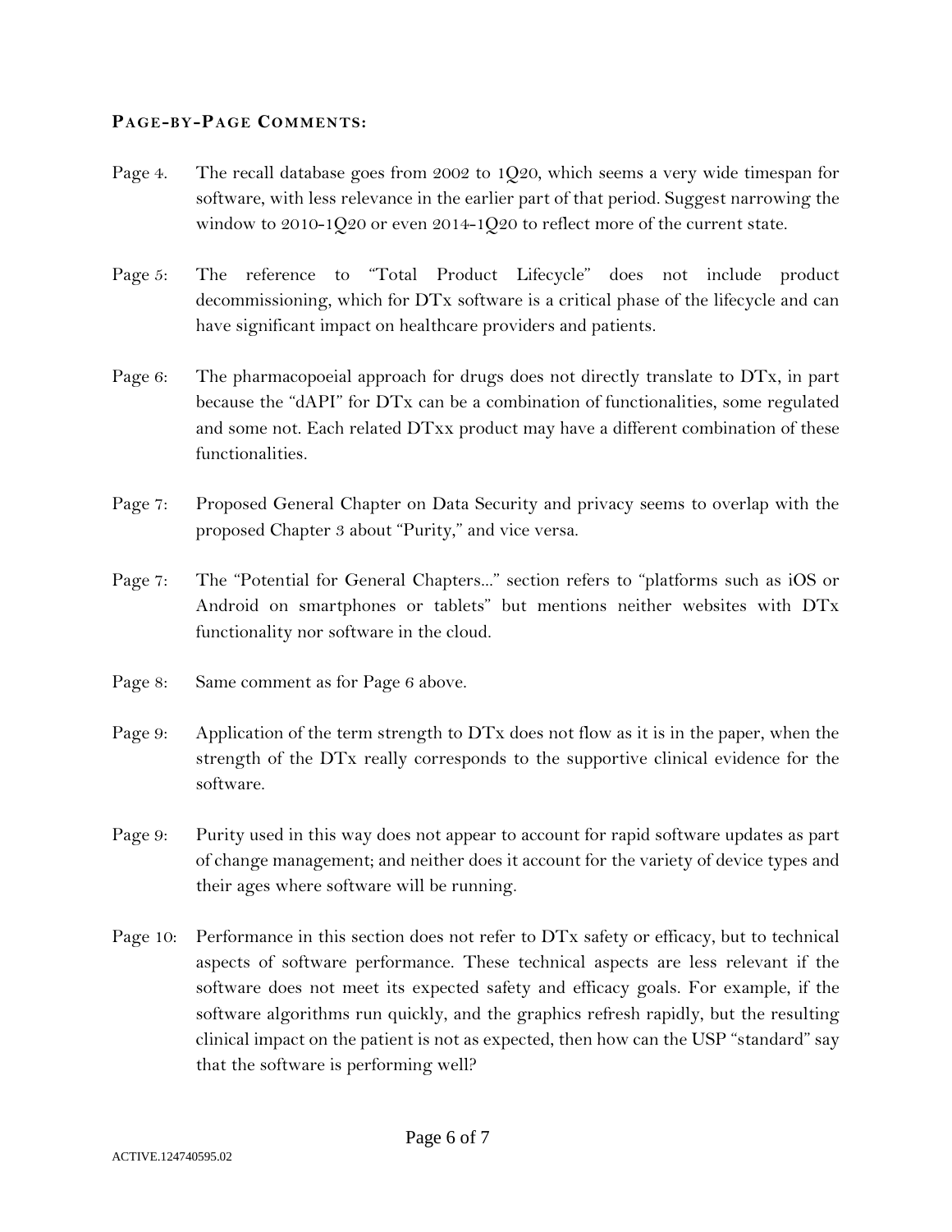**PAGE-BY-PAGE COMMENTS:**

Page 4. The recall database goes from 2002 to 1Q20, which seems a very wide timespan for software, with less relevance in the earlier part of that period. Suggest narrowing the window to 2010-1Q20 or even 2014-1Q20 to reflect more of the current state.

Page 5: The reference to "Total Product Lifecycle" does not include product decommissioning, which for DTx software is a critical phase of the lifecycle and can have significant impact on healthcare providers and patients.

Page 6: The pharmacopoeial approach for drugs does not directly translate to DTx, in part because the "dAPI" for DTx can be a combination of functionalities, some regulated and some not. Each related DTxx product may have a different combination of these functionalities.

Page 7: Proposed General Chapter on Data Security and privacy seems to overlap with the proposed Chapter 3 about "Purity," and vice versa.

Page 7: The "Potential for General Chapters..." section refers to "platforms such as iOS or Android on smartphones or tablets" but mentions neither websites with DTx functionality nor software in the cloud.

Page 8: Same comment as for Page 6 above.

Page 9: Application of the term strength to DTx does not flow as it is in the paper, when the strength of the DTx really corresponds to the supportive clinical evidence for the software.

Page 9: Purity used in this way does not appear to account for rapid software updates as part of change management; and neither does it account for the variety of device types and their ages where software will be running.

Page 10: Performance in this section does not refer to DTx safety or efficacy, but to technical aspects of software performance. These technical aspects are less relevant if the software does not meet its expected safety and efficacy goals. For example, if the software algorithms run quickly, and the graphics refresh rapidly, but the resulting clinical impact on the patient is not as expected, then how can the USP "standard" say that the software is performing well?

ACTIVE.124740595.02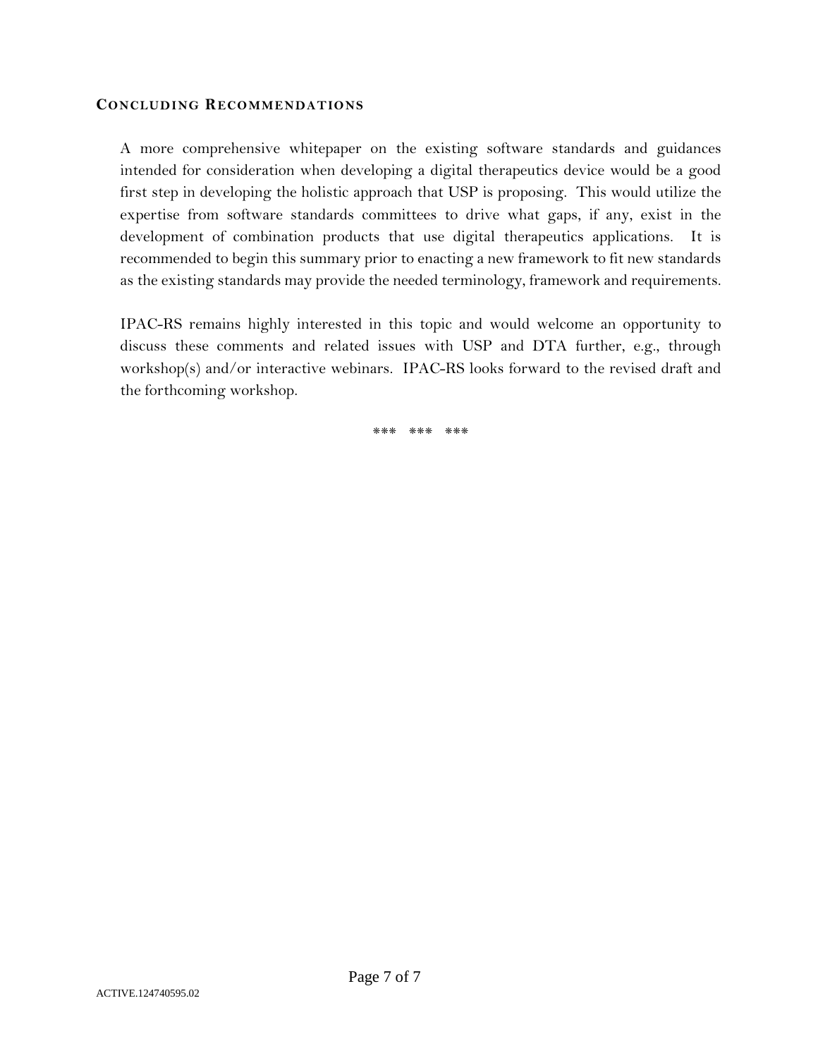## Concluding Recommendations

A more comprehensive whitepaper on the existing software standards and guidances intended for consideration when developing a digital therapeutics device would be a good first step in developing the holistic approach that USP is proposing. This would utilize the expertise from software standards committees to drive what gaps, if any, exist in the development of combination products that use digital therapeutics applications. It is recommended to begin this summary prior to enacting a new framework to fit new standards as the existing standards may provide the needed terminology, framework and requirements.

IPAC-RS remains highly interested in this topic and would welcome an opportunity to discuss these comments and related issues with USP and DTA further, e.g., through workshop(s) and/or interactive webinars. IPAC-RS looks forward to the revised draft and the forthcoming workshop.

*** *** ***

ACTIVE.124740595.02